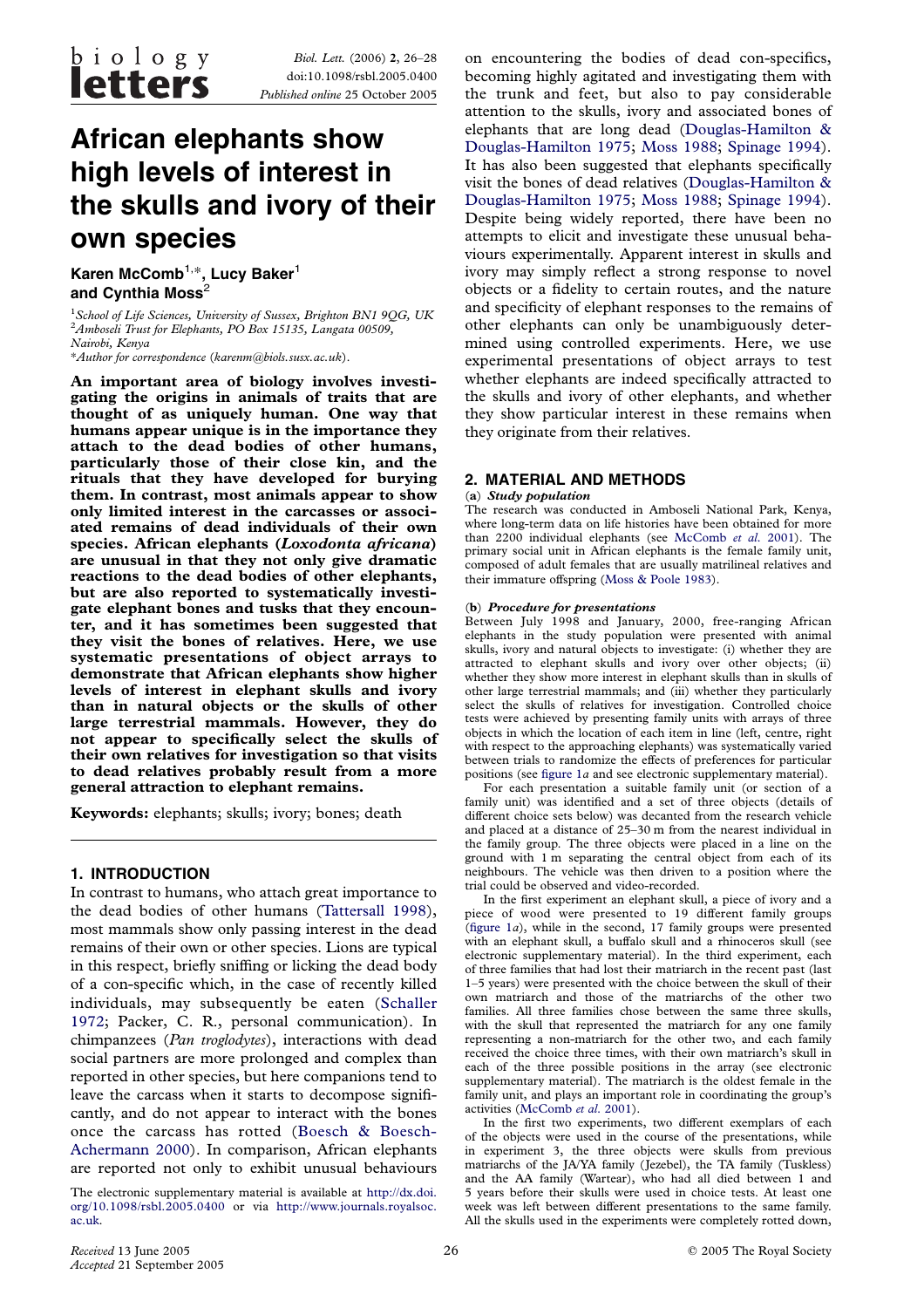# African elephants show high levels of interest in the skulls and ivory of their own species

**Karen McComb**[1,*], **Lucy Baker**[1] **and Cynthia Moss**[2]

[1]*School of Life Sciences, University of Sussex, Brighton BN1 9QG, UK*
[2]*Amboseli Trust for Elephants, PO Box 15135, Langata 00509, Nairobi, Kenya*
*Author for correspondence (karenm@biols.susx.ac.uk).

**An important area of biology involves investigating the origins in animals of traits that are thought of as uniquely human. One way that humans appear unique is in the importance they attach to the dead bodies of other humans, particularly those of their close kin, and the rituals that they have developed for burying them. In contrast, most animals appear to show only limited interest in the carcasses or associated remains of dead individuals of their own species. African elephants (*Loxodonta africana*) are unusual in that they not only give dramatic reactions to the dead bodies of other elephants, but are also reported to systematically investigate elephant bones and tusks that they encounter, and it has sometimes been suggested that they visit the bones of relatives. Here, we use systematic presentations of object arrays to demonstrate that African elephants show higher levels of interest in elephant skulls and ivory than in natural objects or the skulls of other large terrestrial mammals. However, they do not appear to specifically select the skulls of their own relatives for investigation so that visits to dead relatives probably result from a more general attraction to elephant remains.**

**Keywords:** elephants; skulls; ivory; bones; death

## 1. INTRODUCTION

In contrast to humans, who attach great importance to the dead bodies of other humans (Tattersall 1998), most mammals show only passing interest in the dead remains of their own or other species. Lions are typical in this respect, briefly sniffing or licking the dead body of a con-specific which, in the case of recently killed individuals, may subsequently be eaten (Schaller 1972; Packer, C. R., personal communication). In chimpanzees (*Pan troglodytes*), interactions with dead social partners are more prolonged and complex than reported in other species, but here companions tend to leave the carcass when it starts to decompose significantly, and do not appear to interact with the bones once the carcass has rotted (Boesch & Boesch-Achermann 2000). In comparison, African elephants are reported not only to exhibit unusual behaviours on encountering the bodies of dead con-specifics, becoming highly agitated and investigating them with the trunk and feet, but also to pay considerable attention to the skulls, ivory and associated bones of elephants that are long dead (Douglas-Hamilton & Douglas-Hamilton 1975; Moss 1988; Spinage 1994). It has also been suggested that elephants specifically visit the bones of dead relatives (Douglas-Hamilton & Douglas-Hamilton 1975; Moss 1988; Spinage 1994). Despite being widely reported, there have been no attempts to elicit and investigate these unusual behaviours experimentally. Apparent interest in skulls and ivory may simply reflect a strong response to novel objects or a fidelity to certain routes, and the nature and specificity of elephant responses to the remains of other elephants can only be unambiguously determined using controlled experiments. Here, we use experimental presentations of object arrays to test whether elephants are indeed specifically attracted to the skulls and ivory of other elephants, and whether they show particular interest in these remains when they originate from their relatives.

The electronic supplementary material is available at http://dx.doi.org/10.1098/rsbl.2005.0400 or via http://www.journals.royalsoc.ac.uk.

## 2. MATERIAL AND METHODS

### (a) *Study population*

The research was conducted in Amboseli National Park, Kenya, where long-term data on life histories have been obtained for more than 2200 individual elephants (see McComb *et al.* 2001). The primary social unit in African elephants is the female family unit, composed of adult females that are usually matrilineal relatives and their immature offspring (Moss & Poole 1983).

### (b) *Procedure for presentations*

Between July 1998 and January, 2000, free-ranging African elephants in the study population were presented with animal skulls, ivory and natural objects to investigate: (i) whether they are attracted to elephant skulls and ivory over other objects; (ii) whether they show more interest in elephant skulls than in skulls of other large terrestrial mammals; and (iii) whether they particularly select the skulls of relatives for investigation. Controlled choice tests were achieved by presenting family units with arrays of three objects in which the location of each item in line (left, centre, right with respect to the approaching elephants) was systematically varied between trials to randomize the effects of preferences for particular positions (see figure 1*a* and see electronic supplementary material).

For each presentation a suitable family unit (or section of a family unit) was identified and a set of three objects (details of different choice sets below) was decanted from the research vehicle and placed at a distance of 25–30 m from the nearest individual in the family group. The three objects were placed in a line on the ground with 1 m separating the central object from each of its neighbours. The vehicle was then driven to a position where the trial could be observed and video-recorded.

In the first experiment an elephant skull, a piece of ivory and a piece of wood were presented to 19 different family groups (figure 1*a*), while in the second, 17 family groups were presented with an elephant skull, a buffalo skull and a rhinoceros skull (see electronic supplementary material). In the third experiment, each of three families that had lost their matriarch in the recent past (last 1–5 years) were presented with the choice between the skull of their own matriarch and those of the matriarchs of the other two families. All three families chose between the same three skulls, with the skull that represented the matriarch for any one family representing a non-matriarch for the other two, and each family received the choice three times, with their own matriarch's skull in each of the three possible positions in the array (see electronic supplementary material). The matriarch is the oldest female in the family unit, and plays an important role in coordinating the group's activities (McComb *et al.* 2001).

In the first two experiments, two different exemplars of each of the objects were used in the course of the presentations, while in experiment 3, the three objects were skulls from previous matriarchs of the JA/YA family (Jezebel), the TA family (Tuskless) and the AA family (Wartear), who had all died between 1 and 5 years before their skulls were used in choice tests. At least one week was left between different presentations to the same family. All the skulls used in the experiments were completely rotted down,

*Received* 13 June 2005
*Accepted* 21 September 2005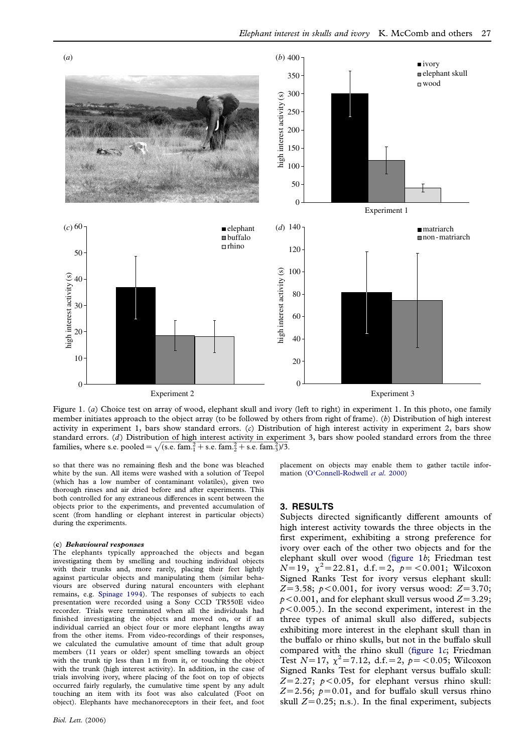(a)

(b) 400

350

300

250

200

150

100

50

0

high interest activity (s)

■ ivory
■ elephant skull
□ wood

Experiment 1

(c) 60

50

40

30

20

10

0

high interest activity (s)

■ elephant
■ buffalo
□ rhino

Experiment 2

(d) 140

120

100

80

60

40

20

0

high interest activity (s)

■ matriarch
■ non-matriarch

Experiment 3

Figure 1. (*a*) Choice test on array of wood, elephant skull and ivory (left to right) in experiment 1. In this photo, one family member initiates approach to the object array (to be followed by others from right of frame). (*b*) Distribution of high interest activity in experiment 1, bars show standard errors. (*c*) Distribution of high interest activity in experiment 2, bars show standard errors. (*d*) Distribution of high interest activity in experiment 3, bars show pooled standard errors from the three families, where s.e. pooled $= \sqrt{(\text{s.e. fam.}_1^2 + \text{s.e. fam.}_2^2 + \text{s.e. fam.}_3^2)/3}$.

so that there was no remaining flesh and the bone was bleached white by the sun. All items were washed with a solution of Teepol (which has a low number of contaminant volatiles), given two thorough rinses and air dried before and after experiments. This both controlled for any extraneous differences in scent between the objects prior to the experiments, and prevented accumulation of scent (from handling or elephant interest in particular objects) during the experiments.

### (c) *Behavioural responses*

The elephants typically approached the objects and began investigating them by smelling and touching individual objects with their trunks and, more rarely, placing their feet lightly against particular objects and manipulating them (similar behaviours are observed during natural encounters with elephant remains, e.g. Spinage 1994). The responses of subjects to each presentation were recorded using a Sony CCD TR550E video recorder. Trials were terminated when all the individuals had finished investigating the objects and moved on, or if an individual carried an object four or more elephant lengths away from the other items. From video-recordings of their responses, we calculated the cumulative amount of time that adult group members (11 years or older) spent smelling towards an object with the trunk tip less than 1 m from it, or touching the object with the trunk (high interest activity). In addition, in the case of trials involving ivory, where placing of the foot on top of objects occurred fairly regularly, the cumulative time spent by any adult touching an item with its foot was also calculated (Foot on object). Elephants have mechanoreceptors in their feet, and foot placement on objects may enable them to gather tactile information (O'Connell-Rodwell *et al.* 2000)

## 3. RESULTS

Subjects directed significantly different amounts of high interest activity towards the three objects in the first experiment, exhibiting a strong preference for ivory over each of the other two objects and for the elephant skull over wood (figure 1*b*; Friedman test $N=19$, $\chi^2=22.81$, d.f. $=2$, $p=<0.001$; Wilcoxon Signed Ranks Test for ivory versus elephant skull: $Z=3.58$; $p<0.001$, for ivory versus wood: $Z=3.70$; $p<0.001$, and for elephant skull versus wood $Z=3.29$; $p<0.005$.). In the second experiment, interest in the three types of animal skull also differed, subjects exhibiting more interest in the elephant skull than in the buffalo or rhino skulls, but not in the buffalo skull compared with the rhino skull (figure 1*c*; Friedman Test $N=17$, $\chi^2=7.12$, d.f. $=2$, $p=<0.05$; Wilcoxon Signed Ranks Test for elephant versus buffalo skull: $Z=2.27$; $p<0.05$, for elephant versus rhino skull: $Z=2.56$; $p=0.01$, and for buffalo skull versus rhino skull $Z=0.25$; n.s.). In the final experiment, subjects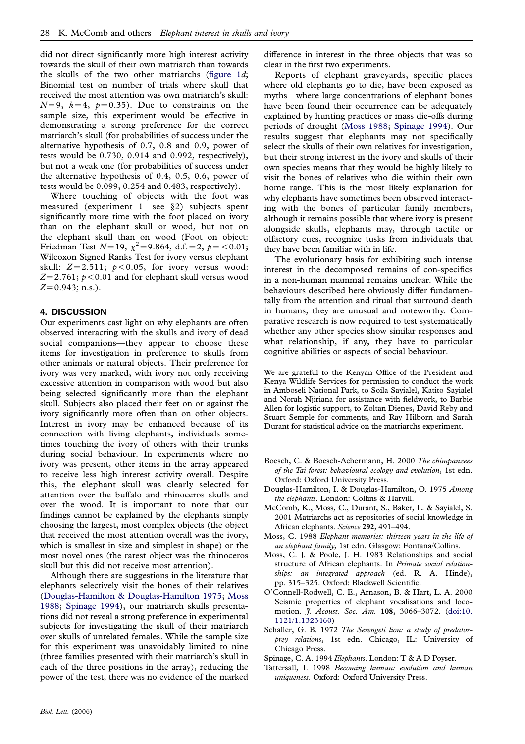did not direct significantly more high interest activity towards the skull of their own matriarch than towards the skulls of the two other matriarchs (figure 1*d*; Binomial test on number of trials where skull that received the most attention was own matriarch's skull: $N=9$, $k=4$, $p=0.35$). Due to constraints on the sample size, this experiment would be effective in demonstrating a strong preference for the correct matriarch's skull (for probabilities of success under the alternative hypothesis of 0.7, 0.8 and 0.9, power of tests would be 0.730, 0.914 and 0.992, respectively), but not a weak one (for probabilities of success under the alternative hypothesis of 0.4, 0.5, 0.6, power of tests would be 0.099, 0.254 and 0.483, respectively).

Where touching of objects with the foot was measured (experiment 1—see §2) subjects spent significantly more time with the foot placed on ivory than on the elephant skull or wood, but not on the elephant skull than on wood (Foot on object: Friedman Test $N=19$, $\chi^2=9.864$, d.f.$=2$, $p=<0.01$; Wilcoxon Signed Ranks Test for ivory versus elephant skull: $Z=2.511$; $p<0.05$, for ivory versus wood: $Z=2.761$; $p<0.01$ and for elephant skull versus wood $Z=0.943$; n.s.).

## 4. DISCUSSION

Our experiments cast light on why elephants are often observed interacting with the skulls and ivory of dead social companions—they appear to choose these items for investigation in preference to skulls from other animals or natural objects. Their preference for ivory was very marked, with ivory not only receiving excessive attention in comparison with wood but also being selected significantly more than the elephant skull. Subjects also placed their feet on or against the ivory significantly more often than on other objects. Interest in ivory may be enhanced because of its connection with living elephants, individuals sometimes touching the ivory of others with their trunks during social behaviour. In experiments where no ivory was present, other items in the array appeared to receive less high interest activity overall. Despite this, the elephant skull was clearly selected for attention over the buffalo and rhinoceros skulls and over the wood. It is important to note that our findings cannot be explained by the elephants simply choosing the largest, most complex objects (the object that received the most attention overall was the ivory, which is smallest in size and simplest in shape) or the most novel ones (the rarest object was the rhinoceros skull but this did not receive most attention).

Although there are suggestions in the literature that elephants selectively visit the bones of their relatives (Douglas-Hamilton & Douglas-Hamilton 1975; Moss 1988; Spinage 1994), our matriarch skulls presentations did not reveal a strong preference in experimental subjects for investigating the skull of their matriarch over skulls of unrelated females. While the sample size for this experiment was unavoidably limited to nine (three families presented with their matriarch's skull in each of the three positions in the array), reducing the power of the test, there was no evidence of the marked difference in interest in the three objects that was so clear in the first two experiments.

Reports of elephant graveyards, specific places where old elephants go to die, have been exposed as myths—where large concentrations of elephant bones have been found their occurrence can be adequately explained by hunting practices or mass die-offs during periods of drought (Moss 1988; Spinage 1994). Our results suggest that elephants may not specifically select the skulls of their own relatives for investigation, but their strong interest in the ivory and skulls of their own species means that they would be highly likely to visit the bones of relatives who die within their own home range. This is the most likely explanation for why elephants have sometimes been observed interacting with the bones of particular family members, although it remains possible that where ivory is present alongside skulls, elephants may, through tactile or olfactory cues, recognize tusks from individuals that they have been familiar with in life.

The evolutionary basis for exhibiting such intense interest in the decomposed remains of con-specifics in a non-human mammal remains unclear. While the behaviours described here obviously differ fundamentally from the attention and ritual that surround death in humans, they are unusual and noteworthy. Comparative research is now required to test systematically whether any other species show similar responses and what relationship, if any, they have to particular cognitive abilities or aspects of social behaviour.

We are grateful to the Kenyan Office of the President and Kenya Wildlife Services for permission to conduct the work in Amboseli National Park, to Soila Sayialel, Katito Sayialel and Norah Njiriana for assistance with fieldwork, to Barbie Allen for logistic support, to Zoltan Dienes, David Reby and Stuart Semple for comments, and Ray Hilborn and Sarah Durant for statistical advice on the matriarchs experiment.

Boesch, C. & Boesch-Achermann, H. 2000 *The chimpanzees of the Taï forest: behavioural ecology and evolution*, 1st edn. Oxford: Oxford University Press.

Douglas-Hamilton, I. & Douglas-Hamilton, O. 1975 *Among the elephants*. London: Collins & Harvill.

McComb, K., Moss, C., Durant, S., Baker, L. & Sayialel, S. 2001 Matriarchs act as repositories of social knowledge in African elephants. *Science* **292**, 491–494.

Moss, C. 1988 *Elephant memories: thirteen years in the life of an elephant family*, 1st edn. Glasgow: Fontana/Collins.

Moss, C. J. & Poole, J. H. 1983 Relationships and social structure of African elephants. In *Primate social relationships: an integrated approach* (ed. R. A. Hinde), pp. 315–325. Oxford: Blackwell Scientific.

O'Connell-Rodwell, C. E., Arnason, B. & Hart, L. A. 2000 Seismic properties of elephant vocalisations and locomotion. *J. Acoust. Soc. Am.* **108**, 3066–3072. (doi:10.1121/1.1323460)

Schaller, G. B. 1972 *The Serengeti lion: a study of predator-prey relations*, 1st edn. Chicago, IL: University of Chicago Press.

Spinage, C. A. 1994 *Elephants*. London: T & A D Poyser.

Tattersall, I. 1998 *Becoming human: evolution and human uniqueness*. Oxford: Oxford University Press.